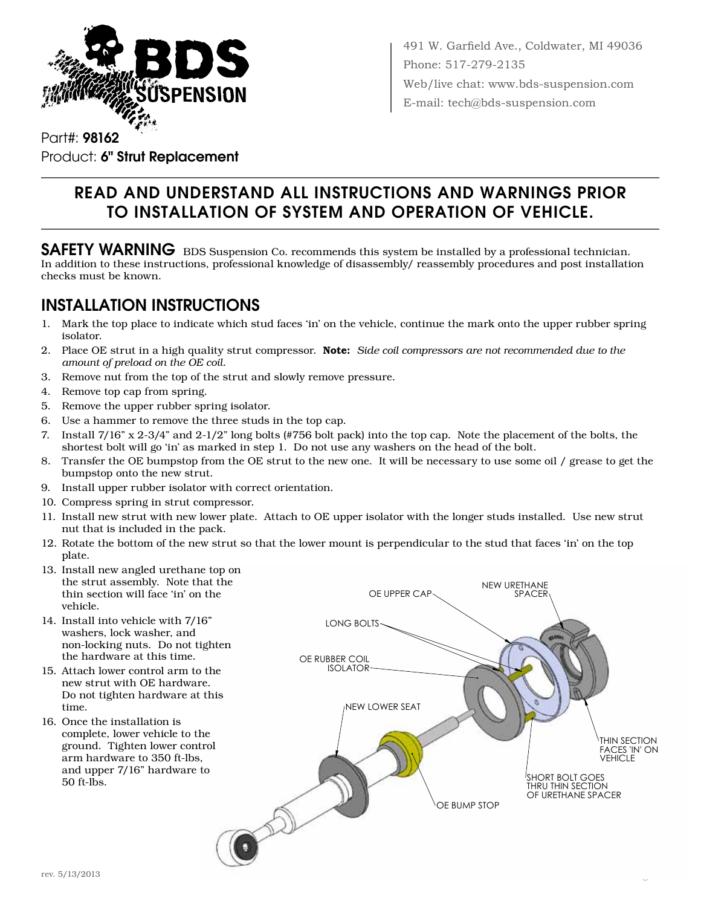491 W. Garfield Ave., Coldwater, MI 49036
Phone: 517-279-2135
Web/live chat: www.bds-suspension.com
E-mail: tech@bds-suspension.com

Part#: **98162**
Product: **6" Strut Replacement**

## READ AND UNDERSTAND ALL INSTRUCTIONS AND WARNINGS PRIOR TO INSTALLATION OF SYSTEM AND OPERATION OF VEHICLE.

**SAFETY WARNING** BDS Suspension Co. recommends this system be installed by a professional technician. In addition to these instructions, professional knowledge of disassembly/ reassembly procedures and post installation checks must be known.

## INSTALLATION INSTRUCTIONS

1. Mark the top place to indicate which stud faces 'in' on the vehicle, continue the mark onto the upper rubber spring isolator.
2. Place OE strut in a high quality strut compressor. **Note:** *Side coil compressors are not recommended due to the amount of preload on the OE coil.*
3. Remove nut from the top of the strut and slowly remove pressure.
4. Remove top cap from spring.
5. Remove the upper rubber spring isolator.
6. Use a hammer to remove the three studs in the top cap.
7. Install 7/16" x 2-3/4" and 2-1/2" long bolts (#756 bolt pack) into the top cap. Note the placement of the bolts, the shortest bolt will go 'in' as marked in step 1. Do not use any washers on the head of the bolt.
8. Transfer the OE bumpstop from the OE strut to the new one. It will be necessary to use some oil / grease to get the bumpstop onto the new strut.
9. Install upper rubber isolator with correct orientation.
10. Compress spring in strut compressor.
11. Install new strut with new lower plate. Attach to OE upper isolator with the longer studs installed. Use new strut nut that is included in the pack.
12. Rotate the bottom of the new strut so that the lower mount is perpendicular to the stud that faces 'in' on the top plate.
13. Install new angled urethane top on the strut assembly. Note that the thin section will face 'in' on the vehicle.
14. Install into vehicle with 7/16" washers, lock washer, and non-locking nuts. Do not tighten the hardware at this time.
15. Attach lower control arm to the new strut with OE hardware. Do not tighten hardware at this time.
16. Once the installation is complete, lower vehicle to the ground. Tighten lower control arm hardware to 350 ft-lbs, and upper 7/16" hardware to 50 ft-lbs.

OE UPPER CAP
NEW URETHANE SPACER
LONG BOLTS
OE RUBBER COIL ISOLATOR
NEW LOWER SEAT
THIN SECTION FACES 'IN' ON VEHICLE
SHORT BOLT GOES THRU THIN SECTION OF URETHANE SPACER
OE BUMP STOP

rev. 5/13/2013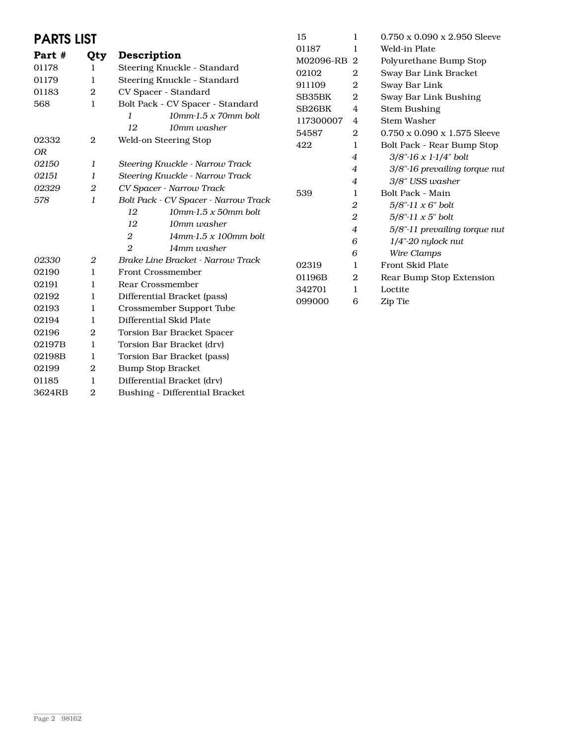## PARTS LIST

| Part # | Qty | Description |
|---|---|---|
| 01178 | 1 | Steering Knuckle - Standard |
| 01179 | 1 | Steering Knuckle - Standard |
| 01183 | 2 | CV Spacer - Standard |
| 568 | 1 | Bolt Pack - CV Spacer - Standard |
| | | *1* *10mm-1.5 x 70mm bolt* |
| | | *12* *10mm washer* |
| 02332 | 2 | Weld-on Steering Stop |
| *OR* | | |
| *02150* | *1* | *Steering Knuckle - Narrow Track* |
| *02151* | *1* | *Steering Knuckle - Narrow Track* |
| *02329* | *2* | *CV Spacer - Narrow Track* |
| *578* | *1* | *Bolt Pack - CV Spacer - Narrow Track* |
| | | *12* *10mm-1.5 x 50mm bolt* |
| | | *12* *10mm washer* |
| | | *2* *14mm-1.5 x 100mm bolt* |
| | | *2* *14mm washer* |
| *02330* | *2* | *Brake Line Bracket - Narrow Track* |
| 02190 | 1 | Front Crossmember |
| 02191 | 1 | Rear Crossmember |
| 02192 | 1 | Differential Bracket (pass) |
| 02193 | 1 | Crossmember Support Tube |
| 02194 | 1 | Differential Skid Plate |
| 02196 | 2 | Torsion Bar Bracket Spacer |
| 02197B | 1 | Torsion Bar Bracket (drv) |
| 02198B | 1 | Torsion Bar Bracket (pass) |
| 02199 | 2 | Bump Stop Bracket |
| 01185 | 1 | Differential Bracket (drv) |
| 3624RB | 2 | Bushing - Differential Bracket |
| 15 | 1 | 0.750 x 0.090 x 2.950 Sleeve |
| 01187 | 1 | Weld-in Plate |
| M02096-RB | 2 | Polyurethane Bump Stop |
| 02102 | 2 | Sway Bar Link Bracket |
| 911109 | 2 | Sway Bar Link |
| SB35BK | 2 | Sway Bar Link Bushing |
| SB26BK | 4 | Stem Bushing |
| 117300007 | 4 | Stem Washer |
| 54587 | 2 | 0.750 x 0.090 x 1.575 Sleeve |
| 422 | 1 | Bolt Pack - Rear Bump Stop |
| | *4* | *3/8"-16 x 1-1/4" bolt* |
| | *4* | *3/8"-16 prevailing torque nut* |
| | *4* | *3/8" USS washer* |
| 539 | 1 | Bolt Pack - Main |
| | *2* | *5/8"-11 x 6" bolt* |
| | *2* | *5/8"-11 x 5" bolt* |
| | *4* | *5/8"-11 prevailing torque nut* |
| | *6* | *1/4"-20 nylock nut* |
| | *6* | *Wire Clamps* |
| 02319 | 1 | Front Skid Plate |
| 01196B | 2 | Rear Bump Stop Extension |
| 342701 | 1 | Loctite |
| 099000 | 6 | Zip Tie |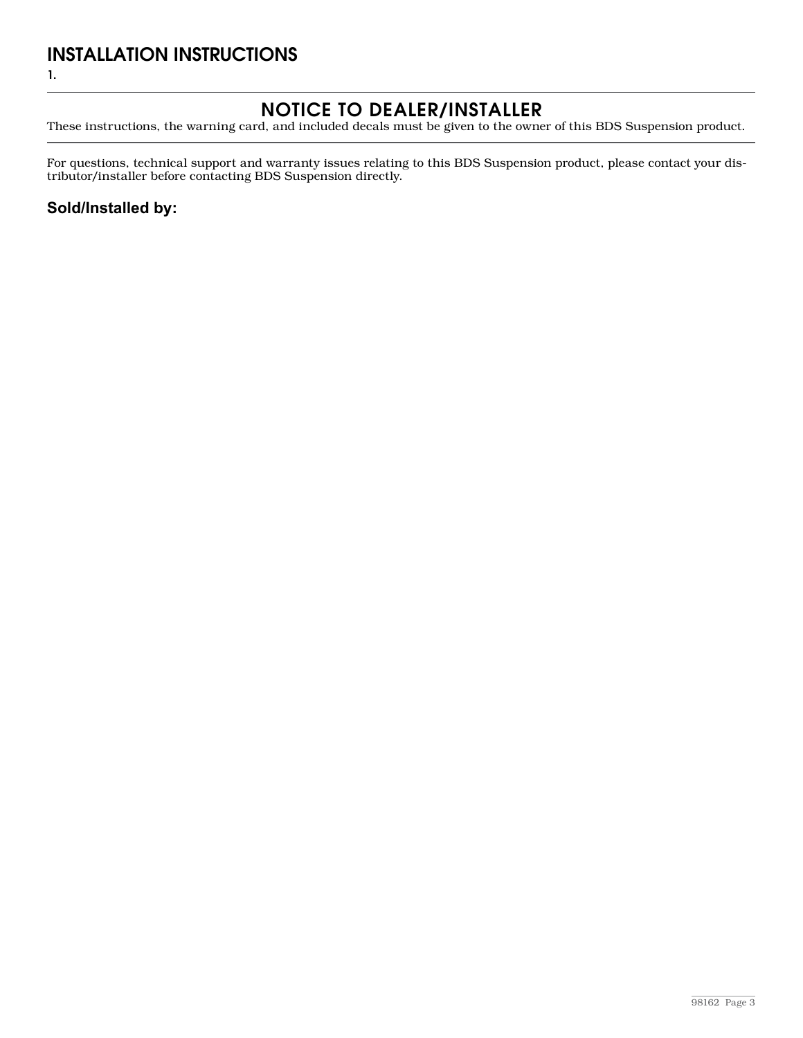# INSTALLATION INSTRUCTIONS

1.

## NOTICE TO DEALER/INSTALLER

These instructions, the warning card, and included decals must be given to the owner of this BDS Suspension product.

For questions, technical support and warranty issues relating to this BDS Suspension product, please contact your distributor/installer before contacting BDS Suspension directly.

**Sold/Installed by:**